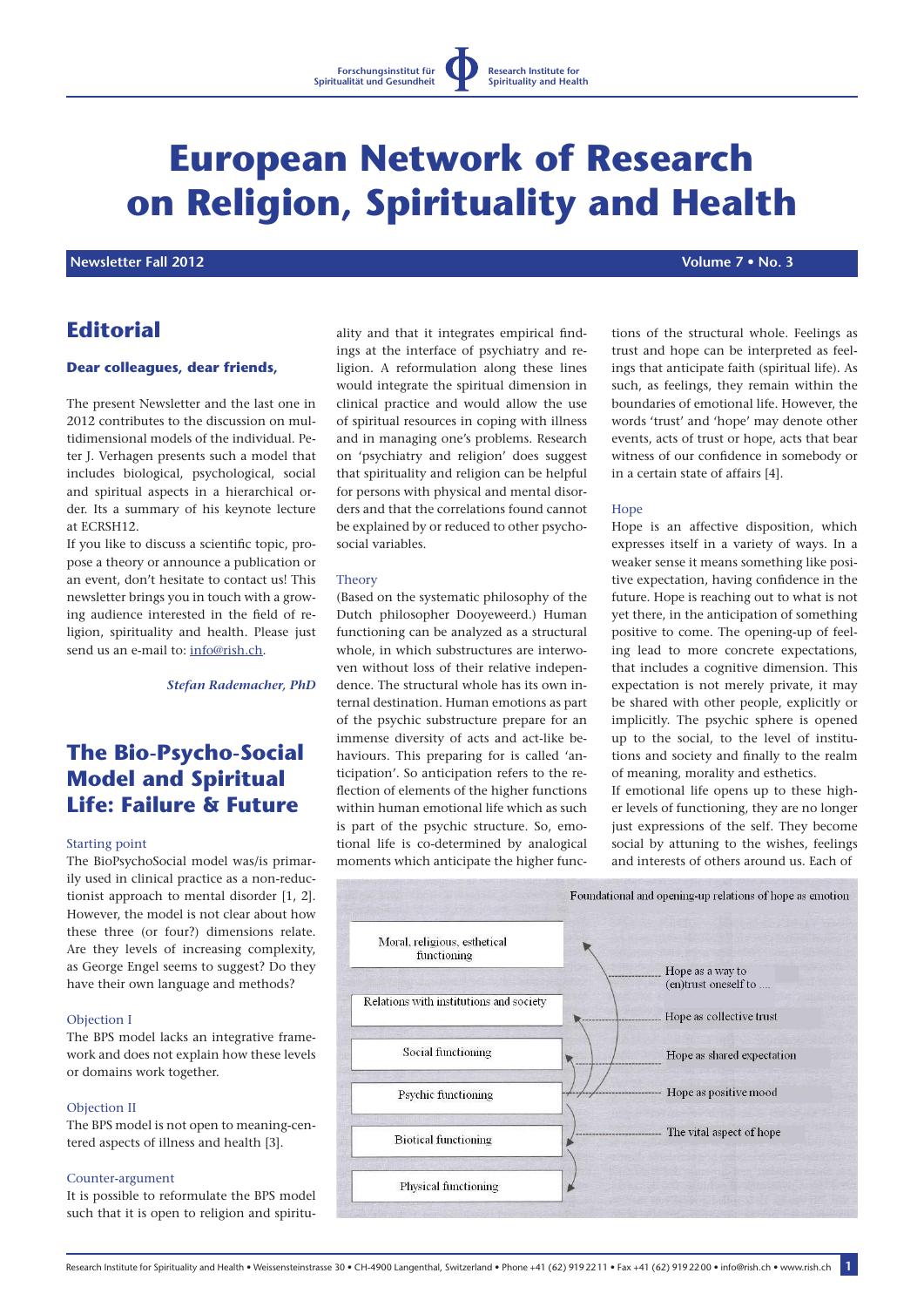# European Network of Research on Religion, Spirituality and Health

**Newsletter Fall 2012** — **Volume 7 • No. 3**

## Editorial

### Dear colleagues, dear friends,

The present Newsletter and the last one in 2012 contributes to the discussion on multidimensional models of the individual. Peter J. Verhagen presents such a model that includes biological, psychological, social and spiritual aspects in a hierarchical order. Its a summary of his keynote lecture at ECRSH12.

If you like to discuss a scientific topic, propose a theory or announce a publication or an event, don't hesitate to contact us! This newsletter brings you in touch with a growing audience interested in the field of religion, spirituality and health. Please just send us an e-mail to: info@rish.ch.

*Stefan Rademacher, PhD*

## The Bio-Psycho-Social Model and Spiritual Life: Failure & Future

### Starting point

The BioPsychoSocial model was/is primarily used in clinical practice as a non-reductionist approach to mental disorder [1, 2]. However, the model is not clear about how these three (or four?) dimensions relate. Are they levels of increasing complexity, as George Engel seems to suggest? Do they have their own language and methods?

### Objection I

The BPS model lacks an integrative framework and does not explain how these levels or domains work together.

### Objection II

The BPS model is not open to meaning-centered aspects of illness and health [3].

### Counter-argument

It is possible to reformulate the BPS model such that it is open to religion and spirituality and that it integrates empirical findings at the interface of psychiatry and religion. A reformulation along these lines would integrate the spiritual dimension in clinical practice and would allow the use of spiritual resources in coping with illness and in managing one's problems. Research on 'psychiatry and religion' does suggest that spirituality and religion can be helpful for persons with physical and mental disorders and that the correlations found cannot be explained by or reduced to other psychosocial variables.

### Theory

(Based on the systematic philosophy of the Dutch philosopher Dooyeweerd.) Human functioning can be analyzed as a structural whole, in which substructures are interwoven without loss of their relative independence. The structural whole has its own internal destination. Human emotions as part of the psychic substructure prepare for an immense diversity of acts and act-like behaviours. This preparing for is called 'anticipation'. So anticipation refers to the reflection of elements of the higher functions within human emotional life which as such is part of the psychic structure. So, emotional life is co-determined by analogical moments which anticipate the higher functions of the structural whole. Feelings as trust and hope can be interpreted as feelings that anticipate faith (spiritual life). As such, as feelings, they remain within the boundaries of emotional life. However, the words 'trust' and 'hope' may denote other events, acts of trust or hope, acts that bear witness of our confidence in somebody or in a certain state of affairs [4].

### Hope

Hope is an affective disposition, which expresses itself in a variety of ways. In a weaker sense it means something like positive expectation, having confidence in the future. Hope is reaching out to what is not yet there, in the anticipation of something positive to come. The opening-up of feeling lead to more concrete expectations, that includes a cognitive dimension. This expectation is not merely private, it may be shared with other people, explicitly or implicitly. The psychic sphere is opened up to the social, to the level of institutions and society and finally to the realm of meaning, morality and esthetics.

If emotional life opens up to these higher levels of functioning, they are no longer just expressions of the self. They become social by attuning to the wishes, feelings and interests of others around us. Each of

Foundational and opening-up relations of hope as emotion

| Level of functioning | Hope as emotion |
|---|---|
| Moral, religious, esthetical functioning | Hope as a way to (en)trust oneself to .... |
| Relations with institutions and society | Hope as collective trust |
| Social functioning | Hope as shared expectation |
| Psychic functioning | Hope as positive mood |
| Biotical functioning | The vital aspect of hope |
| Physical functioning | |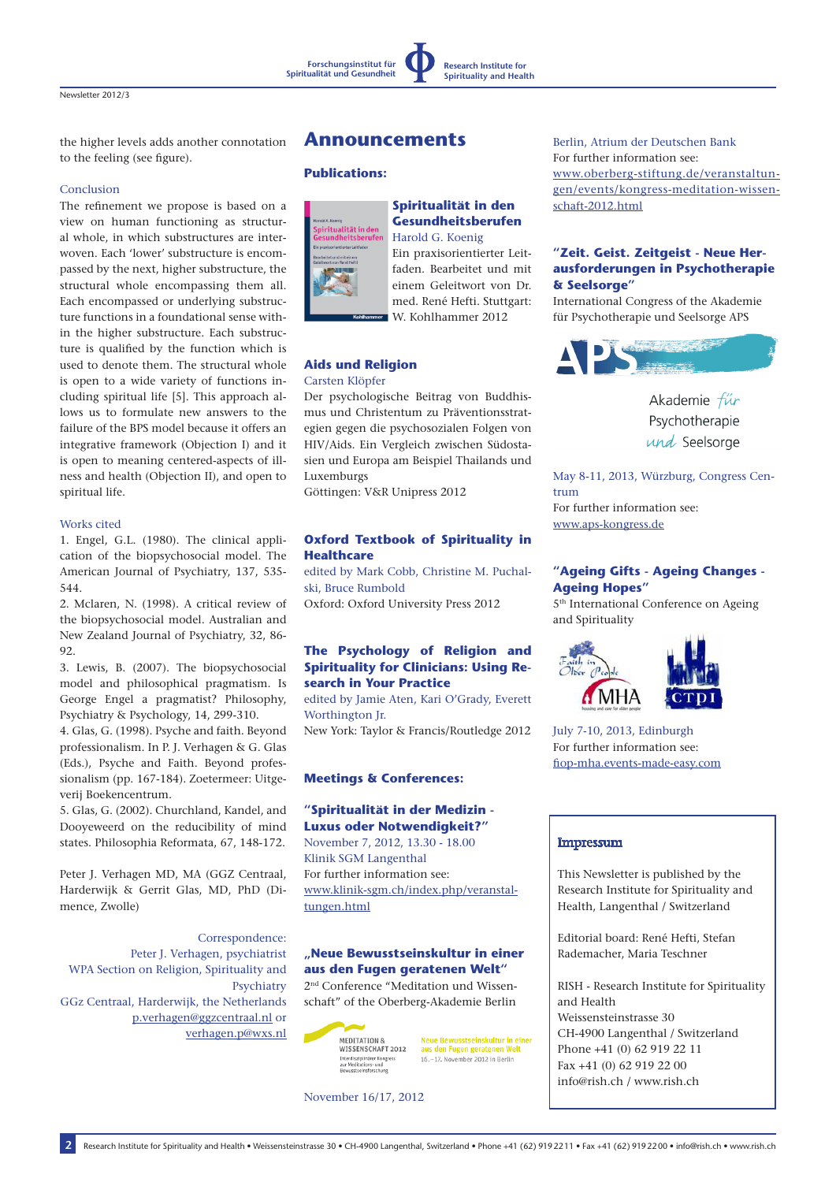the higher levels adds another connotation to the feeling (see figure).

### Conclusion

The refinement we propose is based on a view on human functioning as structural whole, in which substructures are interwoven. Each 'lower' substructure is encompassed by the next, higher substructure, the structural whole encompassing them all. Each encompassed or underlying substructure functions in a foundational sense within the higher substructure. Each substructure is qualified by the function which is used to denote them. The structural whole is open to a wide variety of functions including spiritual life [5]. This approach allows us to formulate new answers to the failure of the BPS model because it offers an integrative framework (Objection I) and it is open to meaning centered-aspects of illness and health (Objection II), and open to spiritual life.

### Works cited

1. Engel, G.L. (1980). The clinical application of the biopsychosocial model. The American Journal of Psychiatry, 137, 535-544.
2. Mclaren, N. (1998). A critical review of the biopsychosocial model. Australian and New Zealand Journal of Psychiatry, 32, 86-92.
3. Lewis, B. (2007). The biopsychosocial model and philosophical pragmatism. Is George Engel a pragmatist? Philosophy, Psychiatry & Psychology, 14, 299-310.
4. Glas, G. (1998). Psyche and faith. Beyond professionalism. In P. J. Verhagen & G. Glas (Eds.), Psyche and Faith. Beyond professionalism (pp. 167-184). Zoetermeer: Uitgeverij Boekencentrum.
5. Glas, G. (2002). Churchland, Kandel, and Dooyeweerd on the reducibility of mind states. Philosophia Reformata, 67, 148-172.

Peter J. Verhagen MD, MA (GGZ Centraal, Harderwijk) & Gerrit Glas, MD, PhD (Dimence, Zwolle)

Correspondence:
Peter J. Verhagen, psychiatrist
WPA Section on Religion, Spirituality and Psychiatry
GGz Centraal, Harderwijk, the Netherlands
p.verhagen@ggzcentraal.nl or verhagen.p@wxs.nl

# Announcements

## Publications:

### Spiritualität in den Gesundheitsberufen

Harold G. Koenig
Ein praxisorientierter Leitfaden. Bearbeitet und mit einem Geleitwort von Dr. med. René Hefti. Stuttgart: W. Kohlhammer 2012

### Aids und Religion

Carsten Klöpfer
Der psychologische Beitrag von Buddhismus und Christentum zu Präventionsstrategien gegen die psychosozialen Folgen von HIV/Aids. Ein Vergleich zwischen Südostasien und Europa am Beispiel Thailands und Luxemburgs
Göttingen: V&R Unipress 2012

### Oxford Textbook of Spirituality in Healthcare

edited by Mark Cobb, Christine M. Puchalski, Bruce Rumbold
Oxford: Oxford University Press 2012

### The Psychology of Religion and Spirituality for Clinicians: Using Research in Your Practice

edited by Jamie Aten, Kari O'Grady, Everett Worthington Jr.
New York: Taylor & Francis/Routledge 2012

## Meetings & Conferences:

### "Spiritualität in der Medizin - Luxus oder Notwendigkeit?"

November 7, 2012, 13.30 - 18.00
Klinik SGM Langenthal
For further information see:
www.klinik-sgm.ch/index.php/veranstaltungen.html

### „Neue Bewusstseinskultur in einer aus den Fugen geratenen Welt"

2nd Conference "Meditation und Wissenschaft" of the Oberberg-Akademie Berlin

MEDITATION & WISSENSCHAFT 2012
Interdisziplinärer Kongress zur Meditations- und Bewusstseinsforschung
Neue Bewusstseinskultur in einer aus den Fugen geratenen Welt
16.–17. November 2012 in Berlin

November 16/17, 2012
Berlin, Atrium der Deutschen Bank
For further information see:
www.oberberg-stiftung.de/veranstaltungen/events/kongress-meditation-wissenschaft-2012.html

### "Zeit. Geist. Zeitgeist - Neue Herausforderungen in Psychotherapie & Seelsorge"

International Congress of the Akademie für Psychotherapie und Seelsorge APS

APS
Akademie für Psychotherapie und Seelsorge

May 8-11, 2013, Würzburg, Congress Centrum
For further information see:
www.aps-kongress.de

### "Ageing Gifts - Ageing Changes - Ageing Hopes"

5th International Conference on Ageing and Spirituality

Faith in Older People · MHA · CTPI

July 7-10, 2013, Edinburgh
For further information see:
fiop-mha.events-made-easy.com

### Impressum

This Newsletter is published by the Research Institute for Spirituality and Health, Langenthal / Switzerland

Editorial board: René Hefti, Stefan Rademacher, Maria Teschner

RISH - Research Institute for Spirituality and Health
Weissensteinstrasse 30
CH-4900 Langenthal / Switzerland
Phone +41 (0) 62 919 22 11
Fax +41 (0) 62 919 22 00
info@rish.ch / www.rish.ch